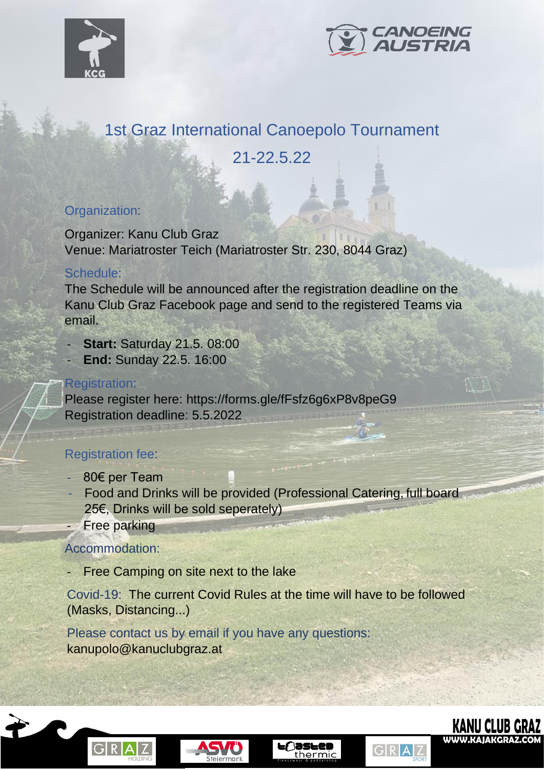# 1st Graz International Canoepolo Tournament

## 21-22.5.22

### Organization:

Organizer: Kanu Club Graz
Venue: Mariatroster Teich (Mariatroster Str. 230, 8044 Graz)

### Schedule:

The Schedule will be announced after the registration deadline on the Kanu Club Graz Facebook page and send to the registered Teams via email.

- **Start:** Saturday 21.5. 08:00
- **End:** Sunday 22.5. 16:00

### Registration:

Please register here: https://forms.gle/fFsfz6g6xP8v8peG9
Registration deadline: 5.5.2022

### Registration fee:

- 80€ per Team
- Food and Drinks will be provided (Professional Catering, full board 25€, Drinks will be sold seperately)
- Free parking

### Accommodation:

- Free Camping on site next to the lake

Covid-19: The current Covid Rules at the time will have to be followed (Masks, Distancing...)

Please contact us by email if you have any questions:
kanupolo@kanuclubgraz.at

KANU CLUB GRAZ
WWW.KAJAKGRAZ.COM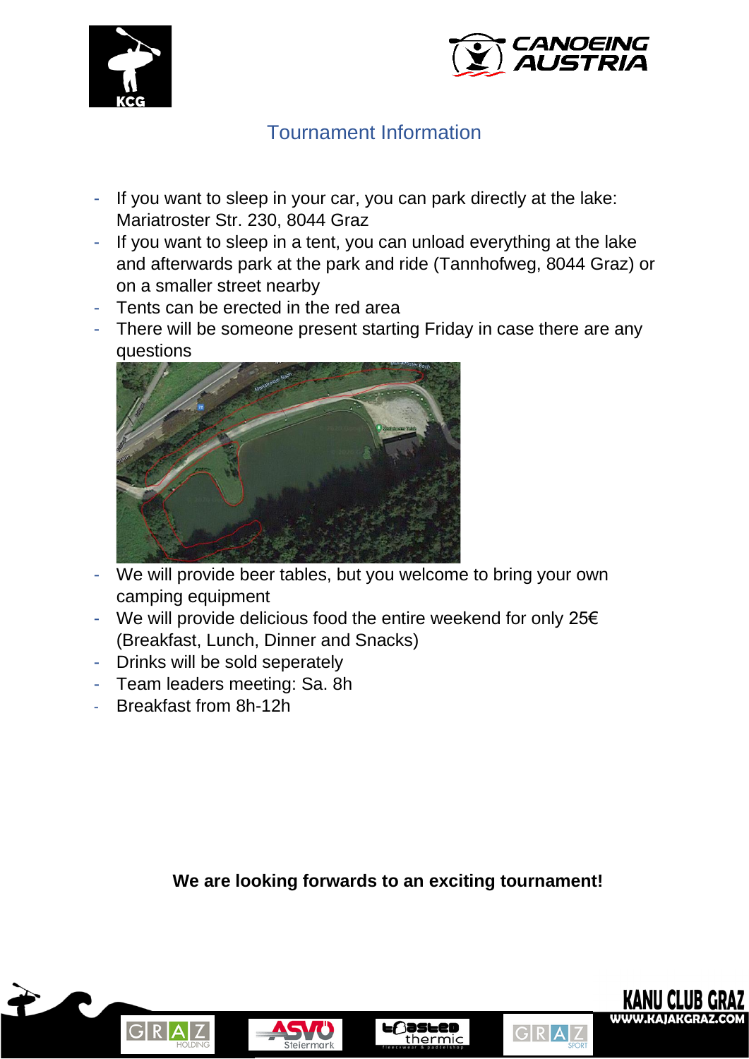## Tournament Information

- If you want to sleep in your car, you can park directly at the lake: Mariatroster Str. 230, 8044 Graz
- If you want to sleep in a tent, you can unload everything at the lake and afterwards park at the park and ride (Tannhofweg, 8044 Graz) or on a smaller street nearby
- Tents can be erected in the red area
- There will be someone present starting Friday in case there are any questions
- We will provide beer tables, but you welcome to bring your own camping equipment
- We will provide delicious food the entire weekend for only 25€ (Breakfast, Lunch, Dinner and Snacks)
- Drinks will be sold seperately
- Team leaders meeting: Sa. 8h
- Breakfast from 8h-12h

**We are looking forwards to an exciting tournament!**